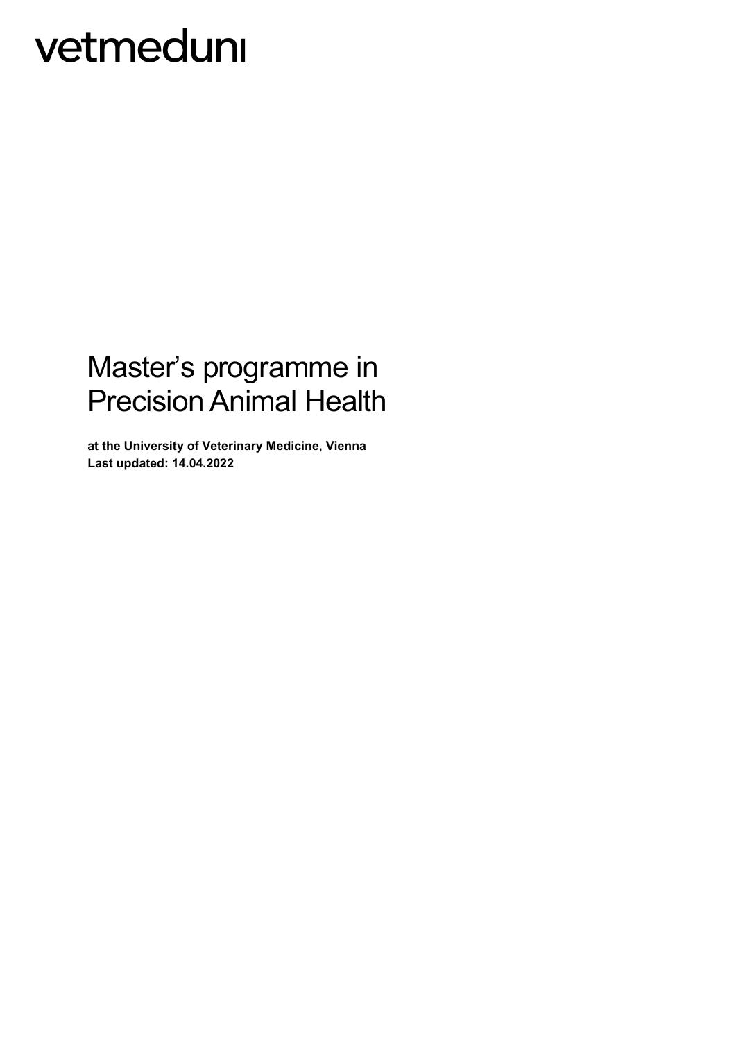vetmeduni

# Master's programme in Precision Animal Health

**at the University of Veterinary Medicine, Vienna**
**Last updated: 14.04.2022**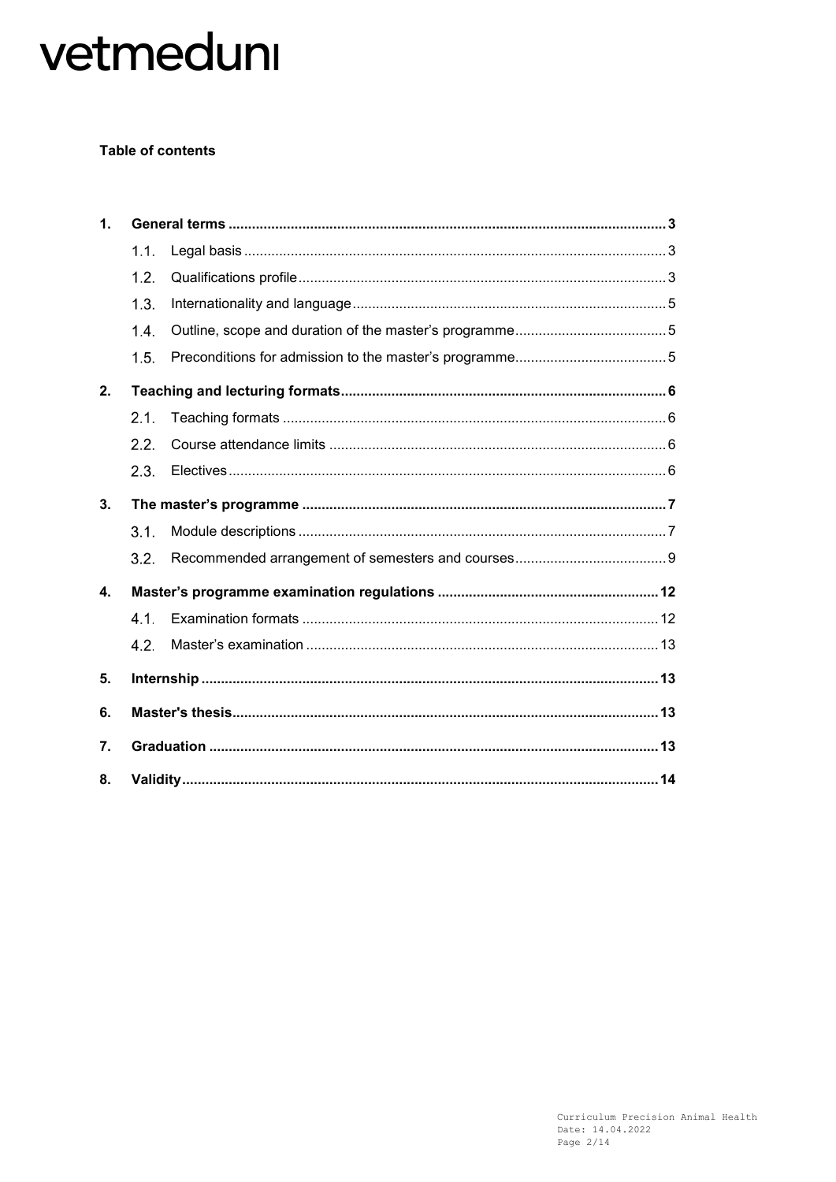**Table of contents**

1. **General terms** ... 3
   - 1.1. Legal basis ... 3
   - 1.2. Qualifications profile ... 3
   - 1.3. Internationality and language ... 5
   - 1.4. Outline, scope and duration of the master's programme ... 5
   - 1.5. Preconditions for admission to the master's programme ... 5
2. **Teaching and lecturing formats** ... 6
   - 2.1. Teaching formats ... 6
   - 2.2. Course attendance limits ... 6
   - 2.3. Electives ... 6
3. **The master's programme** ... 7
   - 3.1. Module descriptions ... 7
   - 3.2. Recommended arrangement of semesters and courses ... 9
4. **Master's programme examination regulations** ... 12
   - 4.1. Examination formats ... 12
   - 4.2. Master's examination ... 13
5. **Internship** ... 13
6. **Master's thesis** ... 13
7. **Graduation** ... 13
8. **Validity** ... 14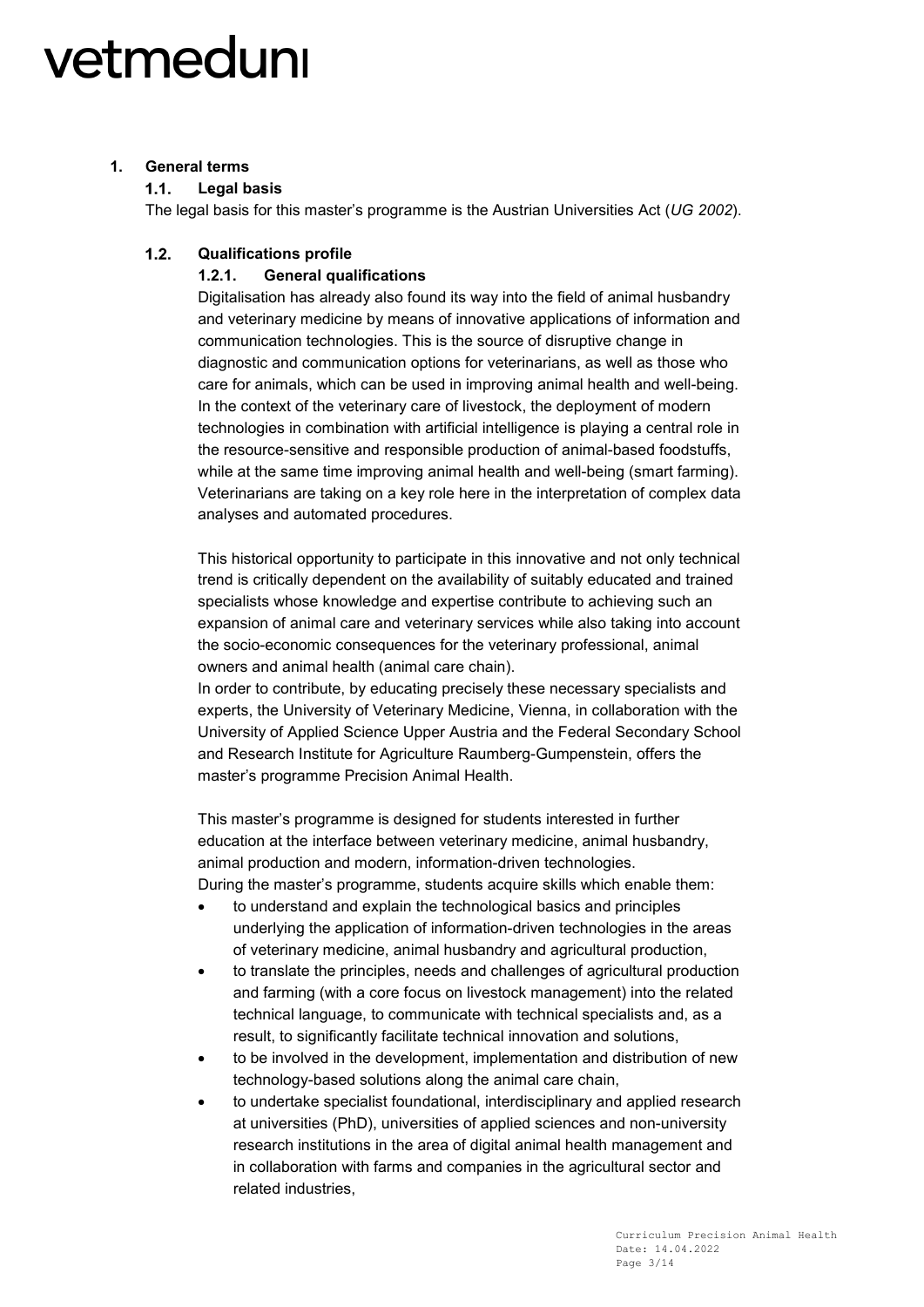# 1. General terms

## 1.1. Legal basis

The legal basis for this master's programme is the Austrian Universities Act (*UG 2002*).

## 1.2. Qualifications profile

### 1.2.1. General qualifications

Digitalisation has already also found its way into the field of animal husbandry and veterinary medicine by means of innovative applications of information and communication technologies. This is the source of disruptive change in diagnostic and communication options for veterinarians, as well as those who care for animals, which can be used in improving animal health and well-being. In the context of the veterinary care of livestock, the deployment of modern technologies in combination with artificial intelligence is playing a central role in the resource-sensitive and responsible production of animal-based foodstuffs, while at the same time improving animal health and well-being (smart farming). Veterinarians are taking on a key role here in the interpretation of complex data analyses and automated procedures.

This historical opportunity to participate in this innovative and not only technical trend is critically dependent on the availability of suitably educated and trained specialists whose knowledge and expertise contribute to achieving such an expansion of animal care and veterinary services while also taking into account the socio-economic consequences for the veterinary professional, animal owners and animal health (animal care chain).
In order to contribute, by educating precisely these necessary specialists and experts, the University of Veterinary Medicine, Vienna, in collaboration with the University of Applied Science Upper Austria and the Federal Secondary School and Research Institute for Agriculture Raumberg-Gumpenstein, offers the master's programme Precision Animal Health.

This master's programme is designed for students interested in further education at the interface between veterinary medicine, animal husbandry, animal production and modern, information-driven technologies.
During the master's programme, students acquire skills which enable them:

- to understand and explain the technological basics and principles underlying the application of information-driven technologies in the areas of veterinary medicine, animal husbandry and agricultural production,
- to translate the principles, needs and challenges of agricultural production and farming (with a core focus on livestock management) into the related technical language, to communicate with technical specialists and, as a result, to significantly facilitate technical innovation and solutions,
- to be involved in the development, implementation and distribution of new technology-based solutions along the animal care chain,
- to undertake specialist foundational, interdisciplinary and applied research at universities (PhD), universities of applied sciences and non-university research institutions in the area of digital animal health management and in collaboration with farms and companies in the agricultural sector and related industries,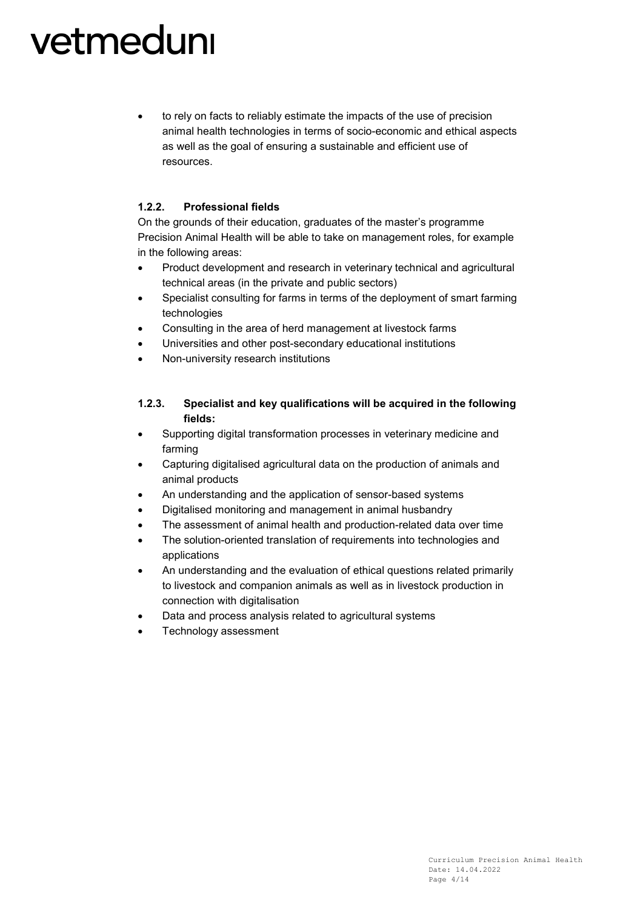- to rely on facts to reliably estimate the impacts of the use of precision animal health technologies in terms of socio-economic and ethical aspects as well as the goal of ensuring a sustainable and efficient use of resources.

### 1.2.2. Professional fields

On the grounds of their education, graduates of the master's programme Precision Animal Health will be able to take on management roles, for example in the following areas:

- Product development and research in veterinary technical and agricultural technical areas (in the private and public sectors)
- Specialist consulting for farms in terms of the deployment of smart farming technologies
- Consulting in the area of herd management at livestock farms
- Universities and other post-secondary educational institutions
- Non-university research institutions

### 1.2.3. Specialist and key qualifications will be acquired in the following fields:

- Supporting digital transformation processes in veterinary medicine and farming
- Capturing digitalised agricultural data on the production of animals and animal products
- An understanding and the application of sensor-based systems
- Digitalised monitoring and management in animal husbandry
- The assessment of animal health and production-related data over time
- The solution-oriented translation of requirements into technologies and applications
- An understanding and the evaluation of ethical questions related primarily to livestock and companion animals as well as in livestock production in connection with digitalisation
- Data and process analysis related to agricultural systems
- Technology assessment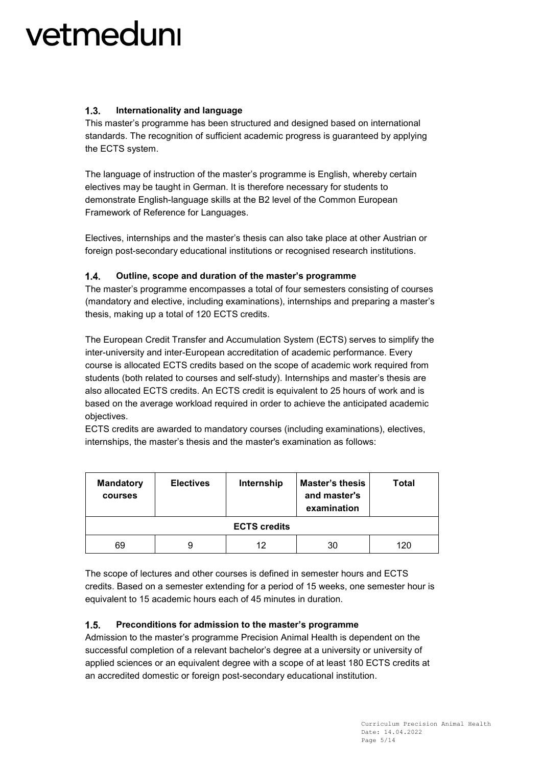### 1.3. Internationality and language

This master's programme has been structured and designed based on international standards. The recognition of sufficient academic progress is guaranteed by applying the ECTS system.

The language of instruction of the master's programme is English, whereby certain electives may be taught in German. It is therefore necessary for students to demonstrate English-language skills at the B2 level of the Common European Framework of Reference for Languages.

Electives, internships and the master's thesis can also take place at other Austrian or foreign post-secondary educational institutions or recognised research institutions.

### 1.4. Outline, scope and duration of the master's programme

The master's programme encompasses a total of four semesters consisting of courses (mandatory and elective, including examinations), internships and preparing a master's thesis, making up a total of 120 ECTS credits.

The European Credit Transfer and Accumulation System (ECTS) serves to simplify the inter-university and inter-European accreditation of academic performance. Every course is allocated ECTS credits based on the scope of academic work required from students (both related to courses and self-study). Internships and master's thesis are also allocated ECTS credits. An ECTS credit is equivalent to 25 hours of work and is based on the average workload required in order to achieve the anticipated academic objectives.
ECTS credits are awarded to mandatory courses (including examinations), electives, internships, the master's thesis and the master's examination as follows:

| Mandatory courses | Electives | Internship | Master's thesis and master's examination | Total |
|---|---|---|---|---|
| ECTS credits | | | | |
| 69 | 9 | 12 | 30 | 120 |

The scope of lectures and other courses is defined in semester hours and ECTS credits. Based on a semester extending for a period of 15 weeks, one semester hour is equivalent to 15 academic hours each of 45 minutes in duration.

### 1.5. Preconditions for admission to the master's programme

Admission to the master's programme Precision Animal Health is dependent on the successful completion of a relevant bachelor's degree at a university or university of applied sciences or an equivalent degree with a scope of at least 180 ECTS credits at an accredited domestic or foreign post-secondary educational institution.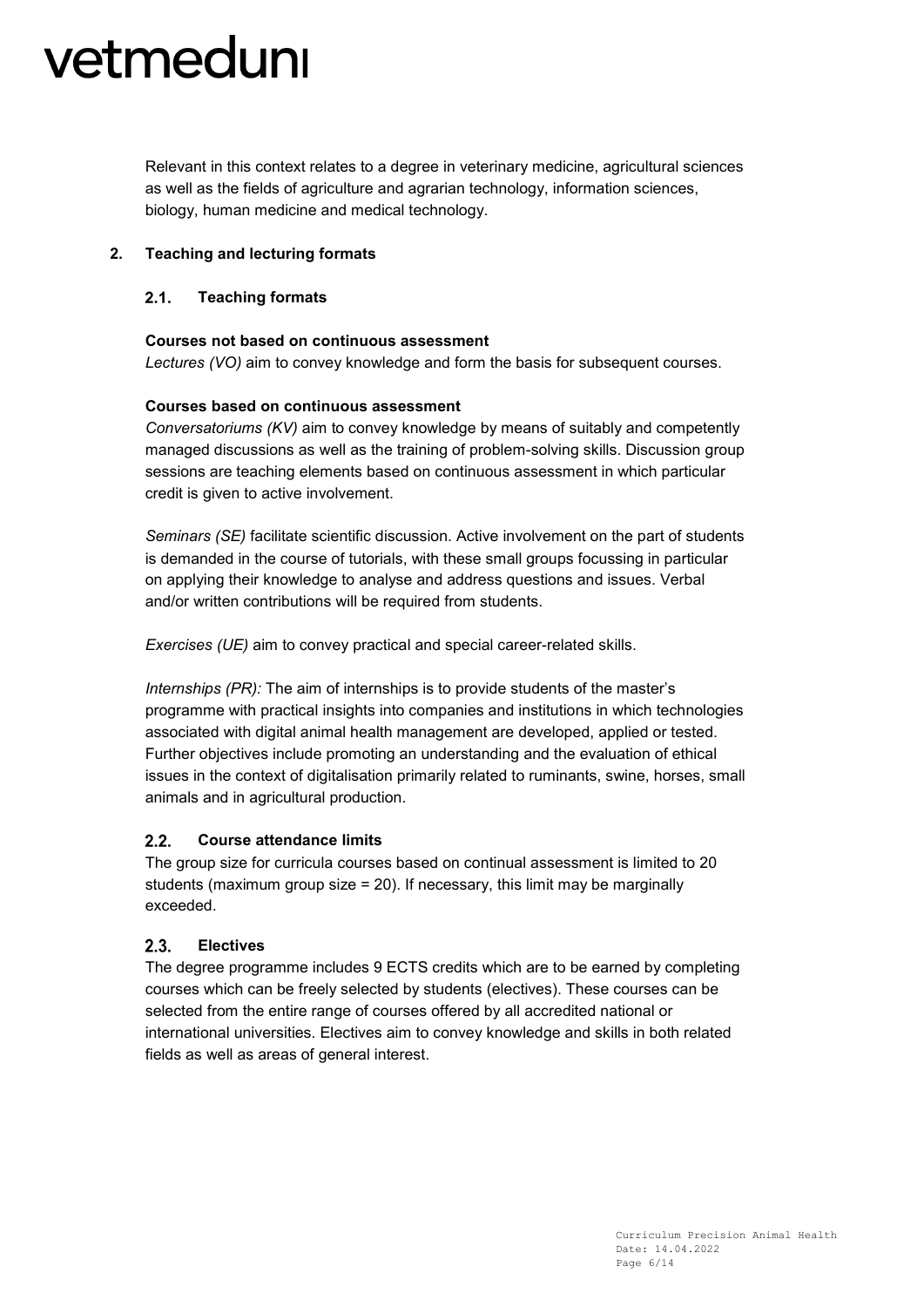Relevant in this context relates to a degree in veterinary medicine, agricultural sciences as well as the fields of agriculture and agrarian technology, information sciences, biology, human medicine and medical technology.

## 2. Teaching and lecturing formats

### 2.1. Teaching formats

**Courses not based on continuous assessment**
*Lectures (VO)* aim to convey knowledge and form the basis for subsequent courses.

**Courses based on continuous assessment**
*Conversatoriums (KV)* aim to convey knowledge by means of suitably and competently managed discussions as well as the training of problem-solving skills. Discussion group sessions are teaching elements based on continuous assessment in which particular credit is given to active involvement.

*Seminars (SE)* facilitate scientific discussion. Active involvement on the part of students is demanded in the course of tutorials, with these small groups focussing in particular on applying their knowledge to analyse and address questions and issues. Verbal and/or written contributions will be required from students.

*Exercises (UE)* aim to convey practical and special career-related skills.

*Internships (PR):* The aim of internships is to provide students of the master's programme with practical insights into companies and institutions in which technologies associated with digital animal health management are developed, applied or tested. Further objectives include promoting an understanding and the evaluation of ethical issues in the context of digitalisation primarily related to ruminants, swine, horses, small animals and in agricultural production.

### 2.2. Course attendance limits

The group size for curricula courses based on continual assessment is limited to 20 students (maximum group size = 20). If necessary, this limit may be marginally exceeded.

### 2.3. Electives

The degree programme includes 9 ECTS credits which are to be earned by completing courses which can be freely selected by students (electives). These courses can be selected from the entire range of courses offered by all accredited national or international universities. Electives aim to convey knowledge and skills in both related fields as well as areas of general interest.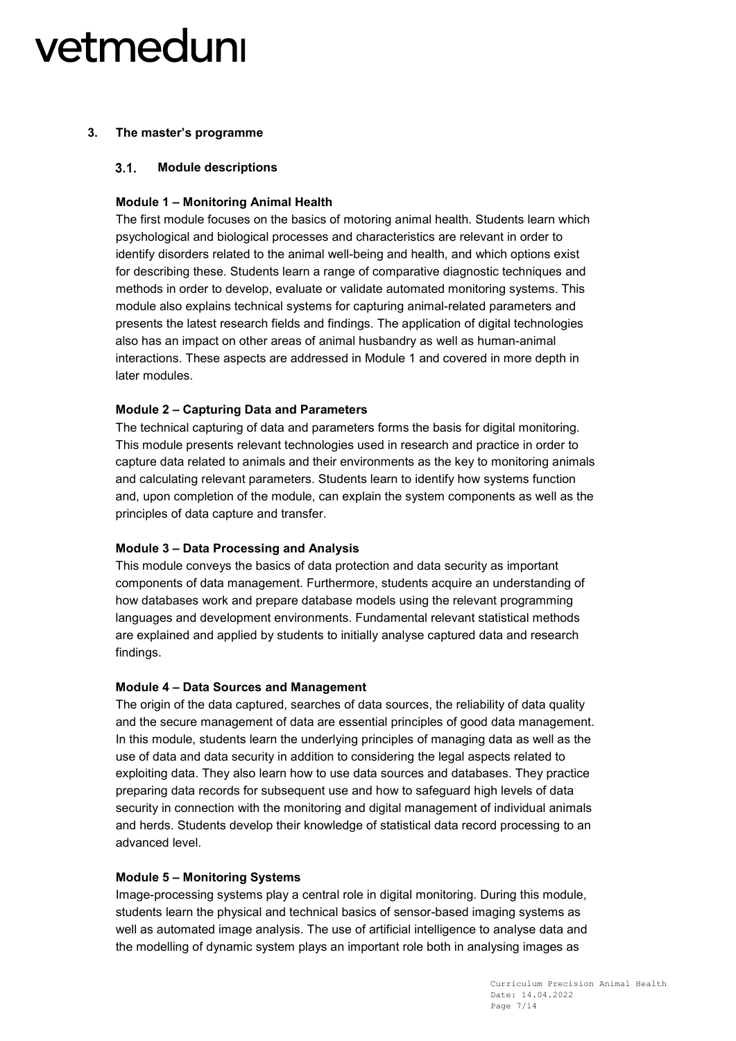## 3. The master's programme

### 3.1. Module descriptions

**Module 1 – Monitoring Animal Health**

The first module focuses on the basics of motoring animal health. Students learn which psychological and biological processes and characteristics are relevant in order to identify disorders related to the animal well-being and health, and which options exist for describing these. Students learn a range of comparative diagnostic techniques and methods in order to develop, evaluate or validate automated monitoring systems. This module also explains technical systems for capturing animal-related parameters and presents the latest research fields and findings. The application of digital technologies also has an impact on other areas of animal husbandry as well as human-animal interactions. These aspects are addressed in Module 1 and covered in more depth in later modules.

**Module 2 – Capturing Data and Parameters**

The technical capturing of data and parameters forms the basis for digital monitoring. This module presents relevant technologies used in research and practice in order to capture data related to animals and their environments as the key to monitoring animals and calculating relevant parameters. Students learn to identify how systems function and, upon completion of the module, can explain the system components as well as the principles of data capture and transfer.

**Module 3 – Data Processing and Analysis**

This module conveys the basics of data protection and data security as important components of data management. Furthermore, students acquire an understanding of how databases work and prepare database models using the relevant programming languages and development environments. Fundamental relevant statistical methods are explained and applied by students to initially analyse captured data and research findings.

**Module 4 – Data Sources and Management**

The origin of the data captured, searches of data sources, the reliability of data quality and the secure management of data are essential principles of good data management. In this module, students learn the underlying principles of managing data as well as the use of data and data security in addition to considering the legal aspects related to exploiting data. They also learn how to use data sources and databases. They practice preparing data records for subsequent use and how to safeguard high levels of data security in connection with the monitoring and digital management of individual animals and herds. Students develop their knowledge of statistical data record processing to an advanced level.

**Module 5 – Monitoring Systems**

Image-processing systems play a central role in digital monitoring. During this module, students learn the physical and technical basics of sensor-based imaging systems as well as automated image analysis. The use of artificial intelligence to analyse data and the modelling of dynamic system plays an important role both in analysing images as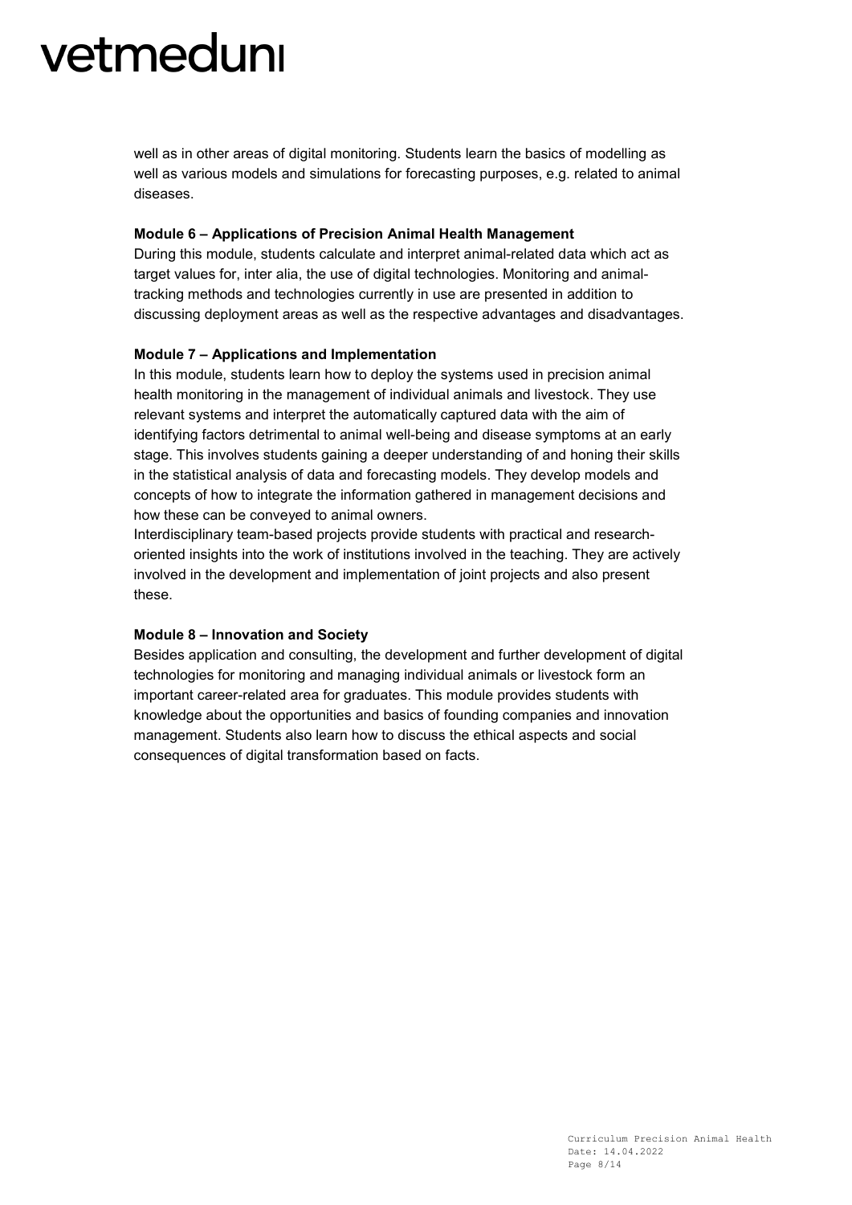well as in other areas of digital monitoring. Students learn the basics of modelling as well as various models and simulations for forecasting purposes, e.g. related to animal diseases.

**Module 6 – Applications of Precision Animal Health Management**

During this module, students calculate and interpret animal-related data which act as target values for, inter alia, the use of digital technologies. Monitoring and animal-tracking methods and technologies currently in use are presented in addition to discussing deployment areas as well as the respective advantages and disadvantages.

**Module 7 – Applications and Implementation**

In this module, students learn how to deploy the systems used in precision animal health monitoring in the management of individual animals and livestock. They use relevant systems and interpret the automatically captured data with the aim of identifying factors detrimental to animal well-being and disease symptoms at an early stage. This involves students gaining a deeper understanding of and honing their skills in the statistical analysis of data and forecasting models. They develop models and concepts of how to integrate the information gathered in management decisions and how these can be conveyed to animal owners.

Interdisciplinary team-based projects provide students with practical and research-oriented insights into the work of institutions involved in the teaching. They are actively involved in the development and implementation of joint projects and also present these.

**Module 8 – Innovation and Society**

Besides application and consulting, the development and further development of digital technologies for monitoring and managing individual animals or livestock form an important career-related area for graduates. This module provides students with knowledge about the opportunities and basics of founding companies and innovation management. Students also learn how to discuss the ethical aspects and social consequences of digital transformation based on facts.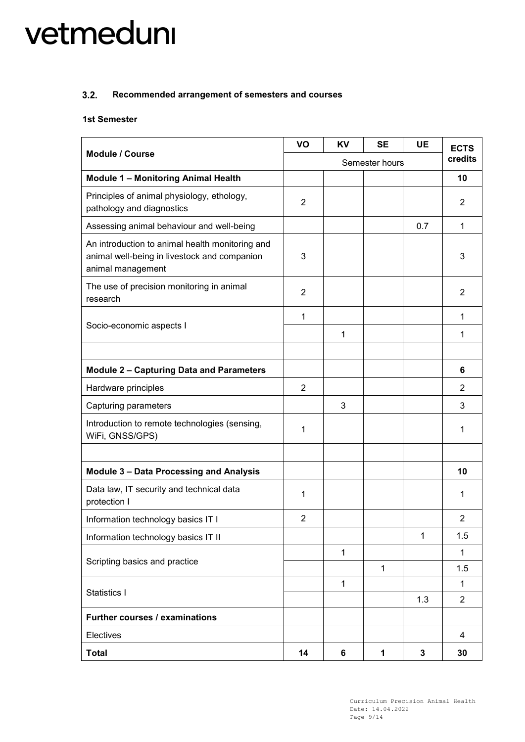### 3.2. Recommended arrangement of semesters and courses

**1st Semester**

| Module / Course | VO | KV | SE | UE | ECTS credits |
|---|---|---|---|---|---|
| | Semester hours | | | | |
| **Module 1 – Monitoring Animal Health** | | | | | **10** |
| Principles of animal physiology, ethology, pathology and diagnostics | 2 | | | | 2 |
| Assessing animal behaviour and well-being | | | | 0.7 | 1 |
| An introduction to animal health monitoring and animal well-being in livestock and companion animal management | 3 | | | | 3 |
| The use of precision monitoring in animal research | 2 | | | | 2 |
| Socio-economic aspects I | 1 | | | | 1 |
| | | 1 | | | 1 |
| | | | | | |
| **Module 2 – Capturing Data and Parameters** | | | | | **6** |
| Hardware principles | 2 | | | | 2 |
| Capturing parameters | | 3 | | | 3 |
| Introduction to remote technologies (sensing, WiFi, GNSS/GPS) | 1 | | | | 1 |
| | | | | | |
| **Module 3 – Data Processing and Analysis** | | | | | **10** |
| Data law, IT security and technical data protection I | 1 | | | | 1 |
| Information technology basics IT I | 2 | | | | 2 |
| Information technology basics IT II | | | | 1 | 1.5 |
| Scripting basics and practice | | 1 | | | 1 |
| | | | 1 | | 1.5 |
| Statistics I | | 1 | | | 1 |
| | | | | 1.3 | 2 |
| **Further courses / examinations** | | | | | |
| Electives | | | | | 4 |
| **Total** | **14** | **6** | **1** | **3** | **30** |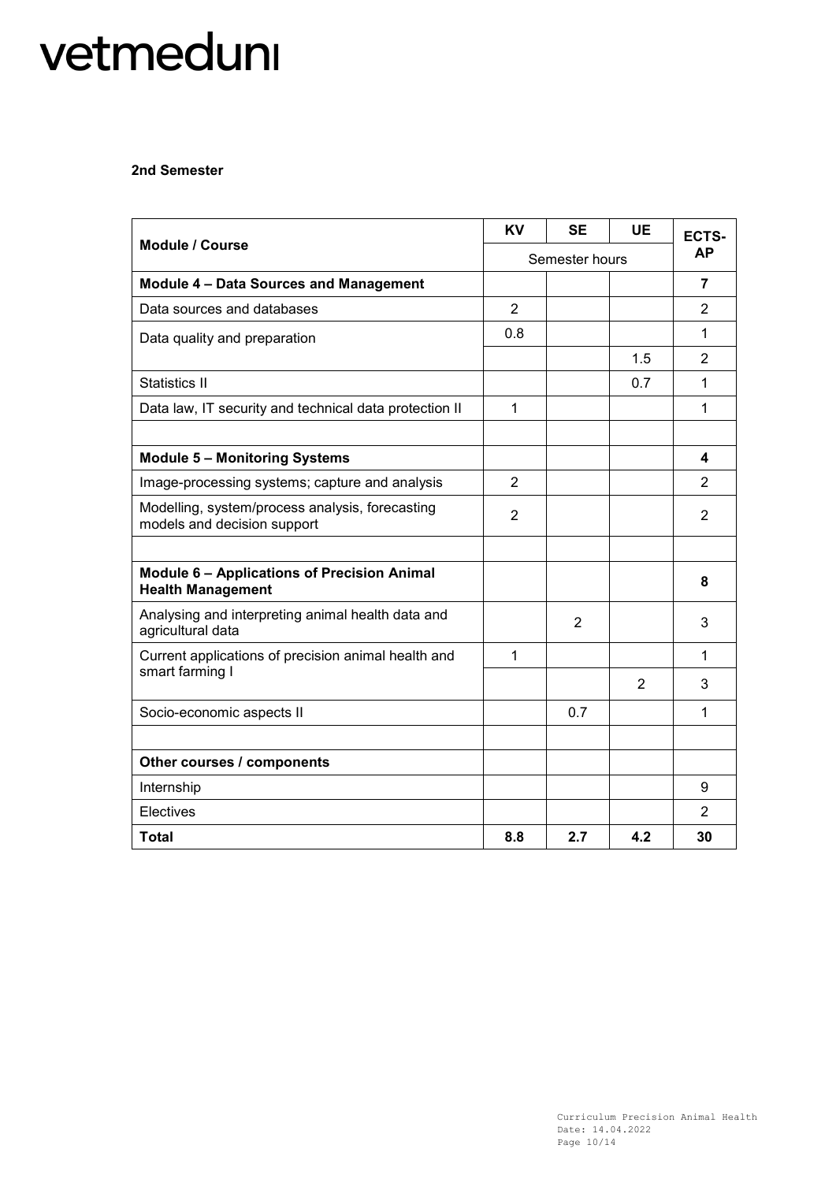**2nd Semester**

| Module / Course | KV | SE | UE | ECTS-AP |
|---|---|---|---|---|
| | Semester hours | | | |
| **Module 4 – Data Sources and Management** | | | | **7** |
| Data sources and databases | 2 | | | 2 |
| Data quality and preparation | 0.8 | | | 1 |
| | | | 1.5 | 2 |
| Statistics II | | | 0.7 | 1 |
| Data law, IT security and technical data protection II | 1 | | | 1 |
| | | | | |
| **Module 5 – Monitoring Systems** | | | | **4** |
| Image-processing systems; capture and analysis | 2 | | | 2 |
| Modelling, system/process analysis, forecasting models and decision support | 2 | | | 2 |
| | | | | |
| **Module 6 – Applications of Precision Animal Health Management** | | | | **8** |
| Analysing and interpreting animal health data and agricultural data | | 2 | | 3 |
| Current applications of precision animal health and smart farming I | 1 | | | 1 |
| | | | 2 | 3 |
| Socio-economic aspects II | | 0.7 | | 1 |
| | | | | |
| **Other courses / components** | | | | |
| Internship | | | | 9 |
| Electives | | | | 2 |
| **Total** | **8.8** | **2.7** | **4.2** | **30** |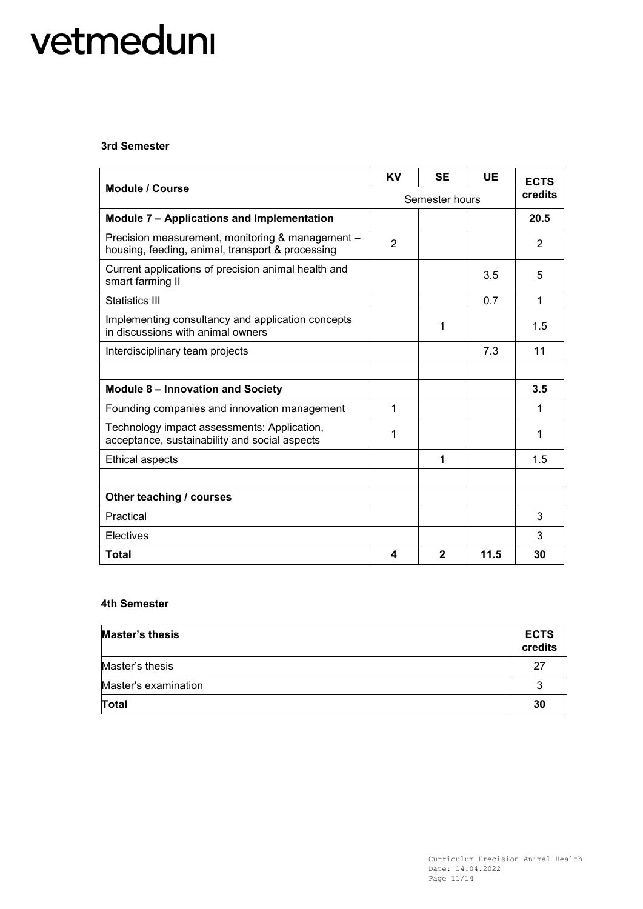### 3rd Semester

| Module / Course | KV | SE | UE | ECTS credits |
|---|---|---|---|---|
| | Semester hours | | | |
| **Module 7 – Applications and Implementation** | | | | **20.5** |
| Precision measurement, monitoring & management – housing, feeding, animal, transport & processing | 2 | | | 2 |
| Current applications of precision animal health and smart farming II | | | 3.5 | 5 |
| Statistics III | | | 0.7 | 1 |
| Implementing consultancy and application concepts in discussions with animal owners | | 1 | | 1.5 |
| Interdisciplinary team projects | | | 7.3 | 11 |
| | | | | |
| **Module 8 – Innovation and Society** | | | | **3.5** |
| Founding companies and innovation management | 1 | | | 1 |
| Technology impact assessments: Application, acceptance, sustainability and social aspects | 1 | | | 1 |
| Ethical aspects | | 1 | | 1.5 |
| | | | | |
| **Other teaching / courses** | | | | |
| Practical | | | | 3 |
| Electives | | | | 3 |
| **Total** | **4** | **2** | **11.5** | **30** |

### 4th Semester

| Master's thesis | ECTS credits |
|---|---|
| Master's thesis | 27 |
| Master's examination | 3 |
| **Total** | **30** |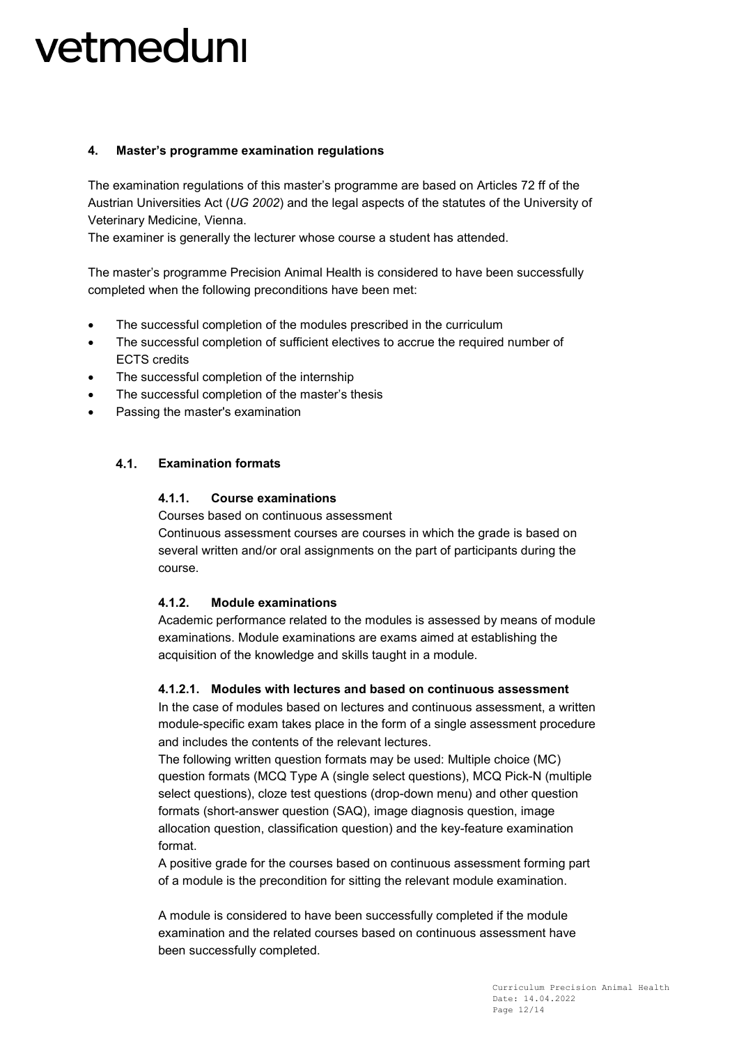## 4. Master's programme examination regulations

The examination regulations of this master's programme are based on Articles 72 ff of the Austrian Universities Act (*UG 2002*) and the legal aspects of the statutes of the University of Veterinary Medicine, Vienna.
The examiner is generally the lecturer whose course a student has attended.

The master's programme Precision Animal Health is considered to have been successfully completed when the following preconditions have been met:

- The successful completion of the modules prescribed in the curriculum
- The successful completion of sufficient electives to accrue the required number of ECTS credits
- The successful completion of the internship
- The successful completion of the master's thesis
- Passing the master's examination

### 4.1. Examination formats

#### 4.1.1. Course examinations

Courses based on continuous assessment
Continuous assessment courses are courses in which the grade is based on several written and/or oral assignments on the part of participants during the course.

#### 4.1.2. Module examinations

Academic performance related to the modules is assessed by means of module examinations. Module examinations are exams aimed at establishing the acquisition of the knowledge and skills taught in a module.

#### 4.1.2.1. Modules with lectures and based on continuous assessment

In the case of modules based on lectures and continuous assessment, a written module-specific exam takes place in the form of a single assessment procedure and includes the contents of the relevant lectures.
The following written question formats may be used: Multiple choice (MC) question formats (MCQ Type A (single select questions), MCQ Pick-N (multiple select questions), cloze test questions (drop-down menu) and other question formats (short-answer question (SAQ), image diagnosis question, image allocation question, classification question) and the key-feature examination format.
A positive grade for the courses based on continuous assessment forming part of a module is the precondition for sitting the relevant module examination.

A module is considered to have been successfully completed if the module examination and the related courses based on continuous assessment have been successfully completed.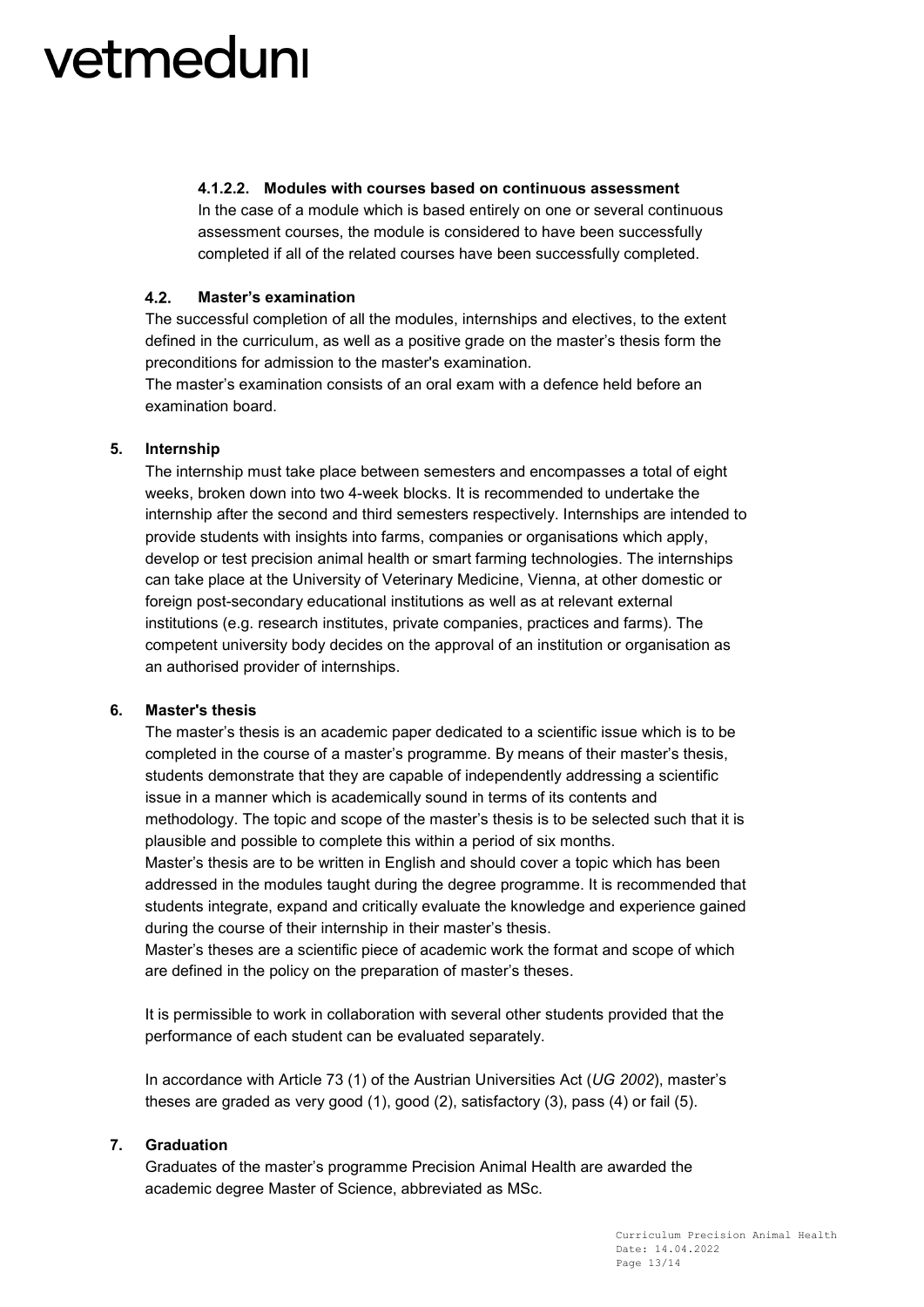#### 4.1.2.2. Modules with courses based on continuous assessment

In the case of a module which is based entirely on one or several continuous assessment courses, the module is considered to have been successfully completed if all of the related courses have been successfully completed.

### 4.2. Master's examination

The successful completion of all the modules, internships and electives, to the extent defined in the curriculum, as well as a positive grade on the master's thesis form the preconditions for admission to the master's examination.
The master's examination consists of an oral exam with a defence held before an examination board.

## 5. Internship

The internship must take place between semesters and encompasses a total of eight weeks, broken down into two 4-week blocks. It is recommended to undertake the internship after the second and third semesters respectively. Internships are intended to provide students with insights into farms, companies or organisations which apply, develop or test precision animal health or smart farming technologies. The internships can take place at the University of Veterinary Medicine, Vienna, at other domestic or foreign post-secondary educational institutions as well as at relevant external institutions (e.g. research institutes, private companies, practices and farms). The competent university body decides on the approval of an institution or organisation as an authorised provider of internships.

## 6. Master's thesis

The master's thesis is an academic paper dedicated to a scientific issue which is to be completed in the course of a master's programme. By means of their master's thesis, students demonstrate that they are capable of independently addressing a scientific issue in a manner which is academically sound in terms of its contents and methodology. The topic and scope of the master's thesis is to be selected such that it is plausible and possible to complete this within a period of six months.
Master's thesis are to be written in English and should cover a topic which has been addressed in the modules taught during the degree programme. It is recommended that students integrate, expand and critically evaluate the knowledge and experience gained during the course of their internship in their master's thesis.
Master's theses are a scientific piece of academic work the format and scope of which are defined in the policy on the preparation of master's theses.

It is permissible to work in collaboration with several other students provided that the performance of each student can be evaluated separately.

In accordance with Article 73 (1) of the Austrian Universities Act (*UG 2002*), master's theses are graded as very good (1), good (2), satisfactory (3), pass (4) or fail (5).

## 7. Graduation

Graduates of the master's programme Precision Animal Health are awarded the academic degree Master of Science, abbreviated as MSc.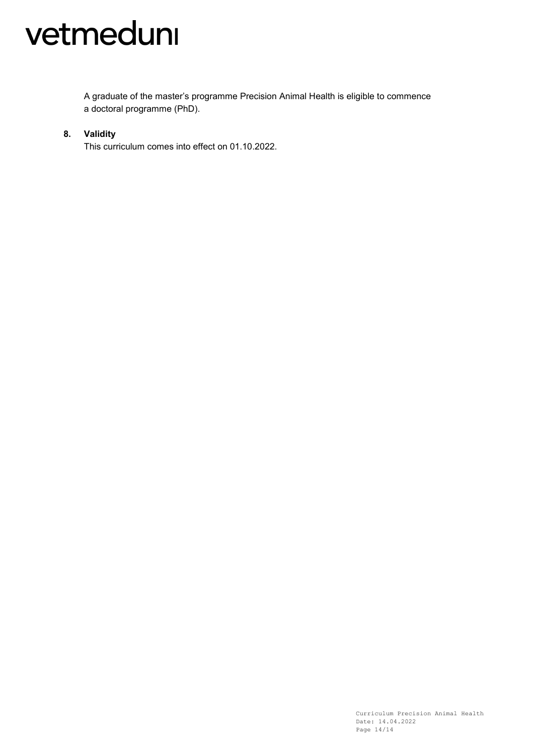A graduate of the master's programme Precision Animal Health is eligible to commence a doctoral programme (PhD).

## 8. Validity

This curriculum comes into effect on 01.10.2022.